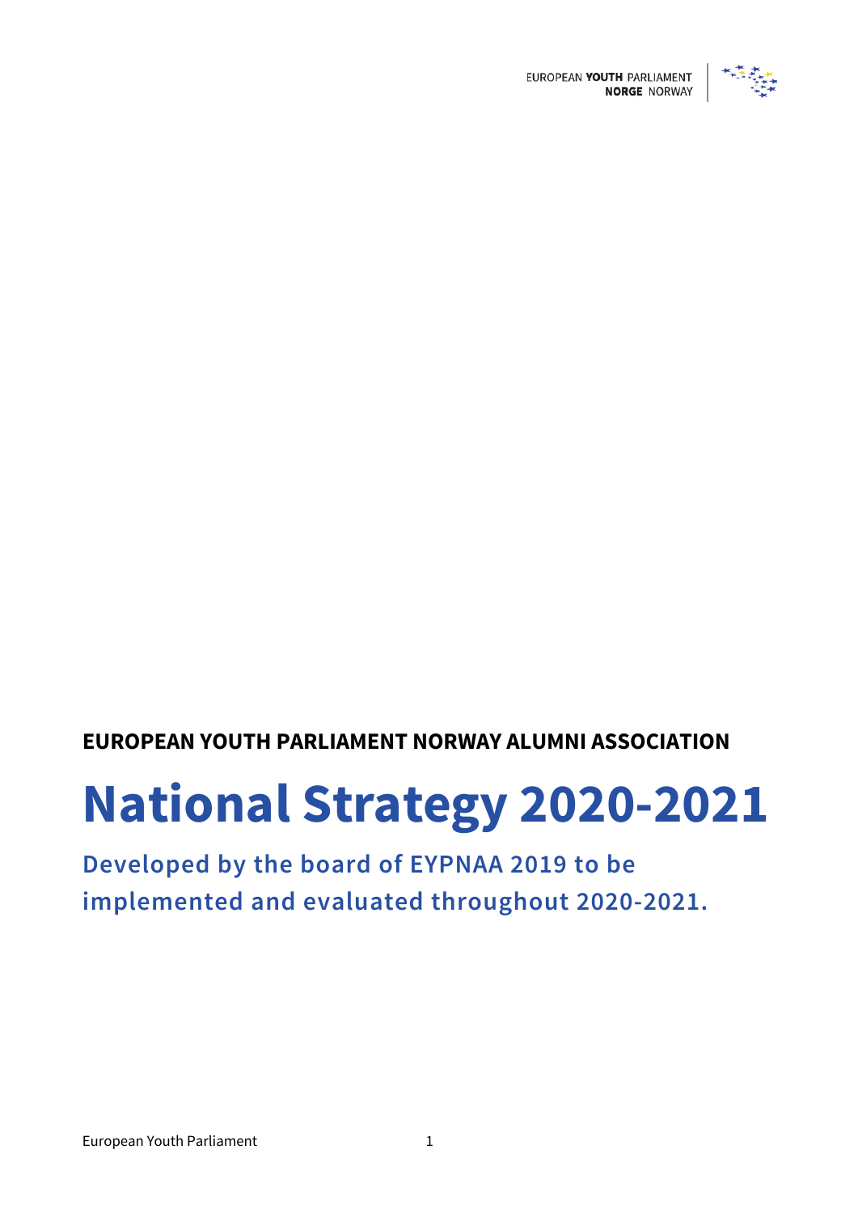EUROPEAN YOUTH PARLIAMENT
NORGE NORWAY

**EUROPEAN YOUTH PARLIAMENT NORWAY ALUMNI ASSOCIATION**

# National Strategy 2020-2021

**Developed by the board of EYPNAA 2019 to be implemented and evaluated throughout 2020-2021.**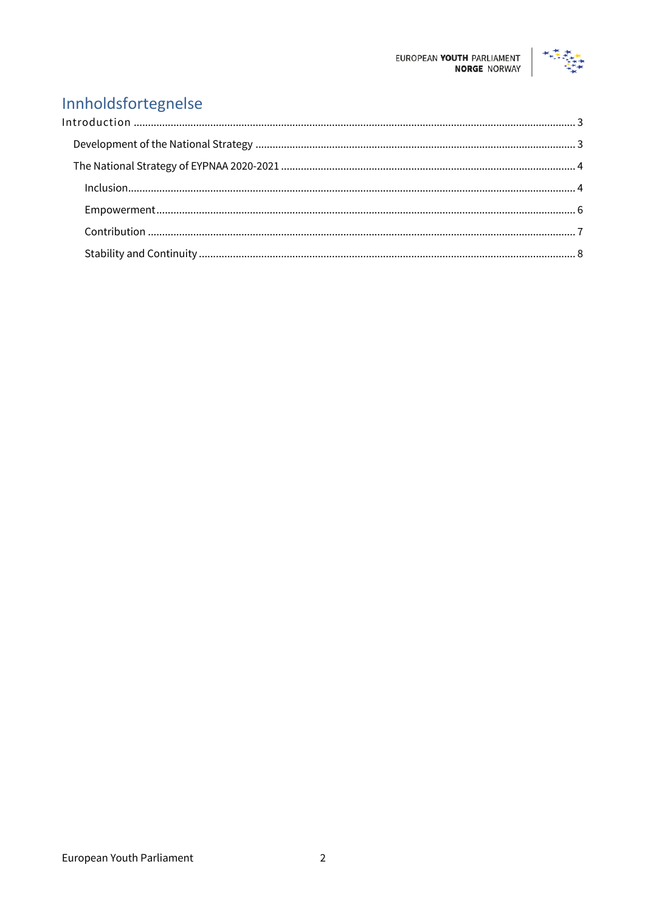# Innholdsfortegnelse

Introduction ........................................................................................................................................ 3

- Development of the National Strategy ............................................................................................... 3
- The National Strategy of EYPNAA 2020-2021 ....................................................................................... 4
  - Inclusion........................................................................................................................................... 4
  - Empowerment.................................................................................................................................. 6
  - Contribution ..................................................................................................................................... 7
  - Stability and Continuity ................................................................................................................... 8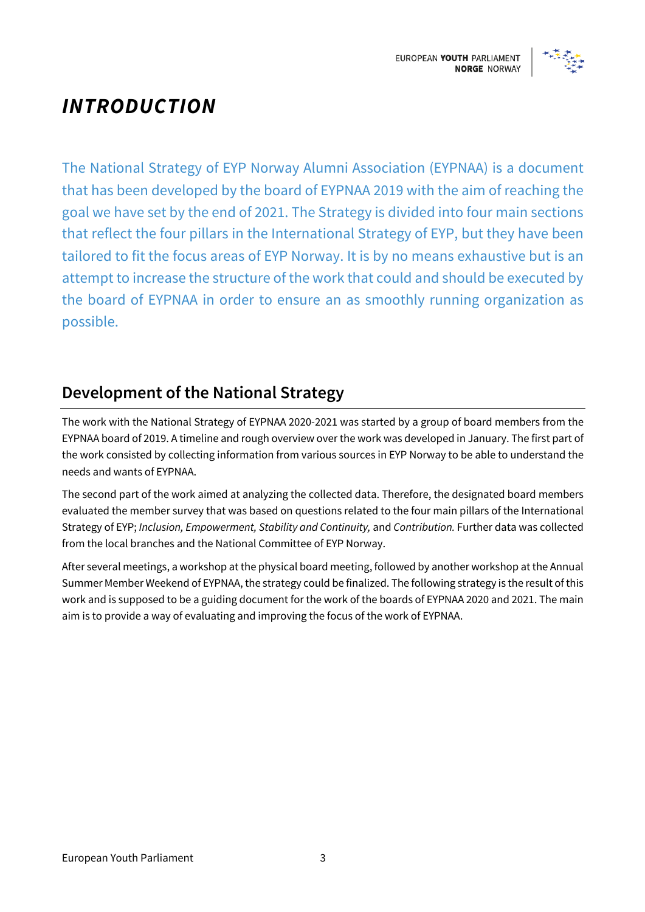# *INTRODUCTION*

The National Strategy of EYP Norway Alumni Association (EYPNAA) is a document that has been developed by the board of EYPNAA 2019 with the aim of reaching the goal we have set by the end of 2021. The Strategy is divided into four main sections that reflect the four pillars in the International Strategy of EYP, but they have been tailored to fit the focus areas of EYP Norway. It is by no means exhaustive but is an attempt to increase the structure of the work that could and should be executed by the board of EYPNAA in order to ensure an as smoothly running organization as possible.

## Development of the National Strategy

The work with the National Strategy of EYPNAA 2020-2021 was started by a group of board members from the EYPNAA board of 2019. A timeline and rough overview over the work was developed in January. The first part of the work consisted by collecting information from various sources in EYP Norway to be able to understand the needs and wants of EYPNAA.

The second part of the work aimed at analyzing the collected data. Therefore, the designated board members evaluated the member survey that was based on questions related to the four main pillars of the International Strategy of EYP; *Inclusion, Empowerment, Stability and Continuity,* and *Contribution.* Further data was collected from the local branches and the National Committee of EYP Norway.

After several meetings, a workshop at the physical board meeting, followed by another workshop at the Annual Summer Member Weekend of EYPNAA, the strategy could be finalized. The following strategy is the result of this work and is supposed to be a guiding document for the work of the boards of EYPNAA 2020 and 2021. The main aim is to provide a way of evaluating and improving the focus of the work of EYPNAA.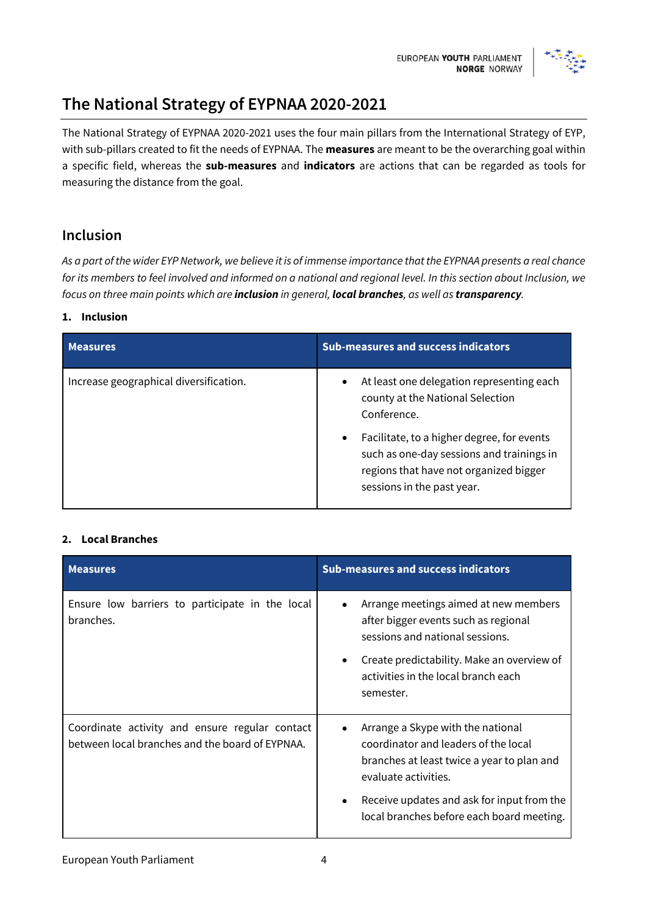# The National Strategy of EYPNAA 2020-2021

The National Strategy of EYPNAA 2020-2021 uses the four main pillars from the International Strategy of EYP, with sub-pillars created to fit the needs of EYPNAA. The **measures** are meant to be the overarching goal within a specific field, whereas the **sub-measures** and **indicators** are actions that can be regarded as tools for measuring the distance from the goal.

## Inclusion

*As a part of the wider EYP Network, we believe it is of immense importance that the EYPNAA presents a real chance for its members to feel involved and informed on a national and regional level. In this section about Inclusion, we focus on three main points which are* ***inclusion*** *in general,* ***local branches****, as well as* ***transparency****.*

### 1. Inclusion

| Measures | Sub-measures and success indicators |
|---|---|
| Increase geographical diversification. | • At least one delegation representing each county at the National Selection Conference.<br>• Facilitate, to a higher degree, for events such as one-day sessions and trainings in regions that have not organized bigger sessions in the past year. |

### 2. Local Branches

| Measures | Sub-measures and success indicators |
|---|---|
| Ensure low barriers to participate in the local branches. | • Arrange meetings aimed at new members after bigger events such as regional sessions and national sessions.<br>• Create predictability. Make an overview of activities in the local branch each semester. |
| Coordinate activity and ensure regular contact between local branches and the board of EYPNAA. | • Arrange a Skype with the national coordinator and leaders of the local branches at least twice a year to plan and evaluate activities.<br>• Receive updates and ask for input from the local branches before each board meeting. |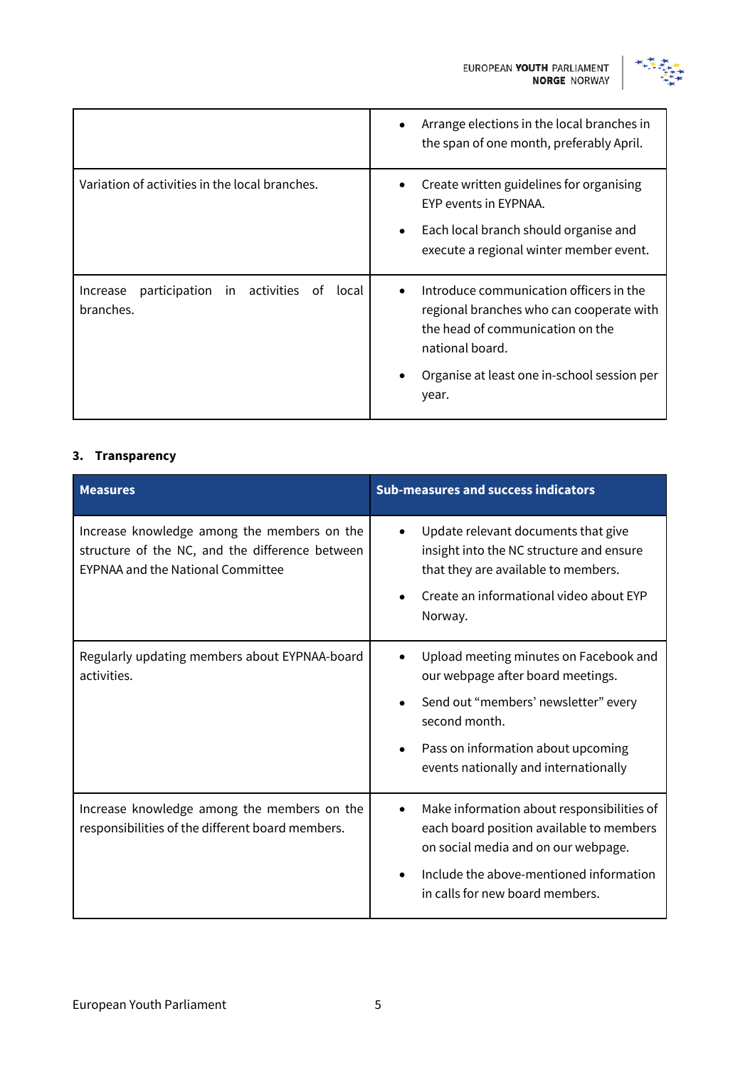| | |
|---|---|
| | • Arrange elections in the local branches in the span of one month, preferably April. |
| Variation of activities in the local branches. | • Create written guidelines for organising EYP events in EYPNAA.<br>• Each local branch should organise and execute a regional winter member event. |
| Increase participation in activities of local branches. | • Introduce communication officers in the regional branches who can cooperate with the head of communication on the national board.<br>• Organise at least one in-school session per year. |

### 3. Transparency

| Measures | Sub-measures and success indicators |
|---|---|
| Increase knowledge among the members on the structure of the NC, and the difference between EYPNAA and the National Committee | • Update relevant documents that give insight into the NC structure and ensure that they are available to members.<br>• Create an informational video about EYP Norway. |
| Regularly updating members about EYPNAA-board activities. | • Upload meeting minutes on Facebook and our webpage after board meetings.<br>• Send out "members' newsletter" every second month.<br>• Pass on information about upcoming events nationally and internationally |
| Increase knowledge among the members on the responsibilities of the different board members. | • Make information about responsibilities of each board position available to members on social media and on our webpage.<br>• Include the above-mentioned information in calls for new board members. |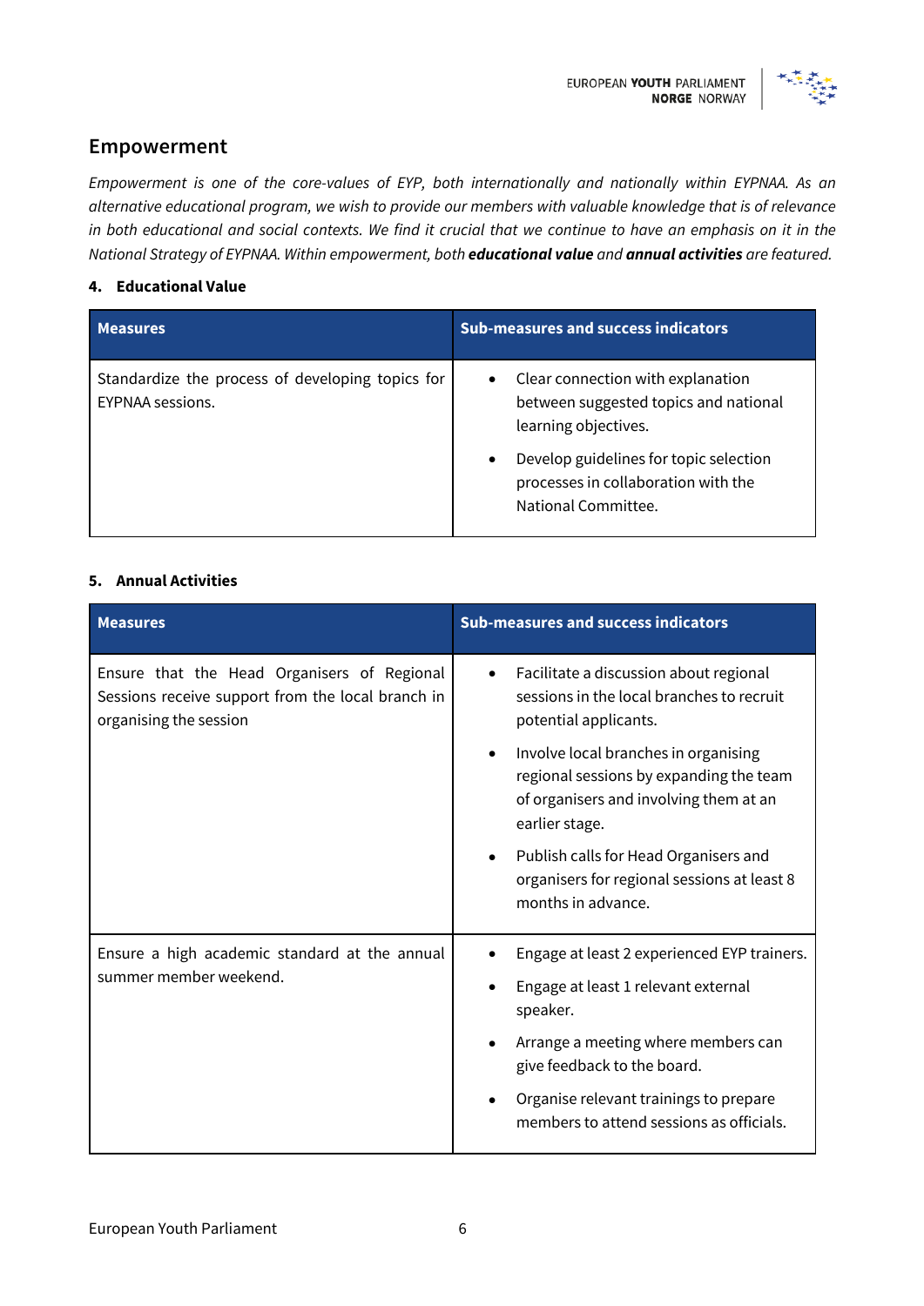## Empowerment

*Empowerment is one of the core-values of EYP, both internationally and nationally within EYPNAA. As an alternative educational program, we wish to provide our members with valuable knowledge that is of relevance in both educational and social contexts. We find it crucial that we continue to have an emphasis on it in the National Strategy of EYPNAA. Within empowerment, both* ***educational value*** *and* ***annual activities*** *are featured.*

### 4. Educational Value

| Measures | Sub-measures and success indicators |
|---|---|
| Standardize the process of developing topics for EYPNAA sessions. | • Clear connection with explanation between suggested topics and national learning objectives.<br>• Develop guidelines for topic selection processes in collaboration with the National Committee. |

### 5. Annual Activities

| Measures | Sub-measures and success indicators |
|---|---|
| Ensure that the Head Organisers of Regional Sessions receive support from the local branch in organising the session | • Facilitate a discussion about regional sessions in the local branches to recruit potential applicants.<br>• Involve local branches in organising regional sessions by expanding the team of organisers and involving them at an earlier stage.<br>• Publish calls for Head Organisers and organisers for regional sessions at least 8 months in advance. |
| Ensure a high academic standard at the annual summer member weekend. | • Engage at least 2 experienced EYP trainers.<br>• Engage at least 1 relevant external speaker.<br>• Arrange a meeting where members can give feedback to the board.<br>• Organise relevant trainings to prepare members to attend sessions as officials. |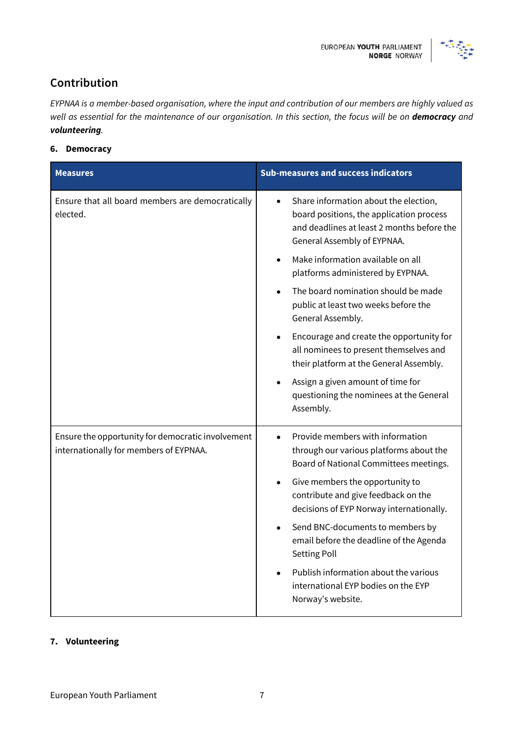## Contribution

*EYPNAA is a member-based organisation, where the input and contribution of our members are highly valued as well as essential for the maintenance of our organisation. In this section, the focus will be on **democracy** and **volunteering**.*

### 6. Democracy

| Measures | Sub-measures and success indicators |
| --- | --- |
| Ensure that all board members are democratically elected. | • Share information about the election, board positions, the application process and deadlines at least 2 months before the General Assembly of EYPNAA.<br>• Make information available on all platforms administered by EYPNAA.<br>• The board nomination should be made public at least two weeks before the General Assembly.<br>• Encourage and create the opportunity for all nominees to present themselves and their platform at the General Assembly.<br>• Assign a given amount of time for questioning the nominees at the General Assembly. |
| Ensure the opportunity for democratic involvement internationally for members of EYPNAA. | • Provide members with information through our various platforms about the Board of National Committees meetings.<br>• Give members the opportunity to contribute and give feedback on the decisions of EYP Norway internationally.<br>• Send BNC-documents to members by email before the deadline of the Agenda Setting Poll<br>• Publish information about the various international EYP bodies on the EYP Norway's website. |

### 7. Volunteering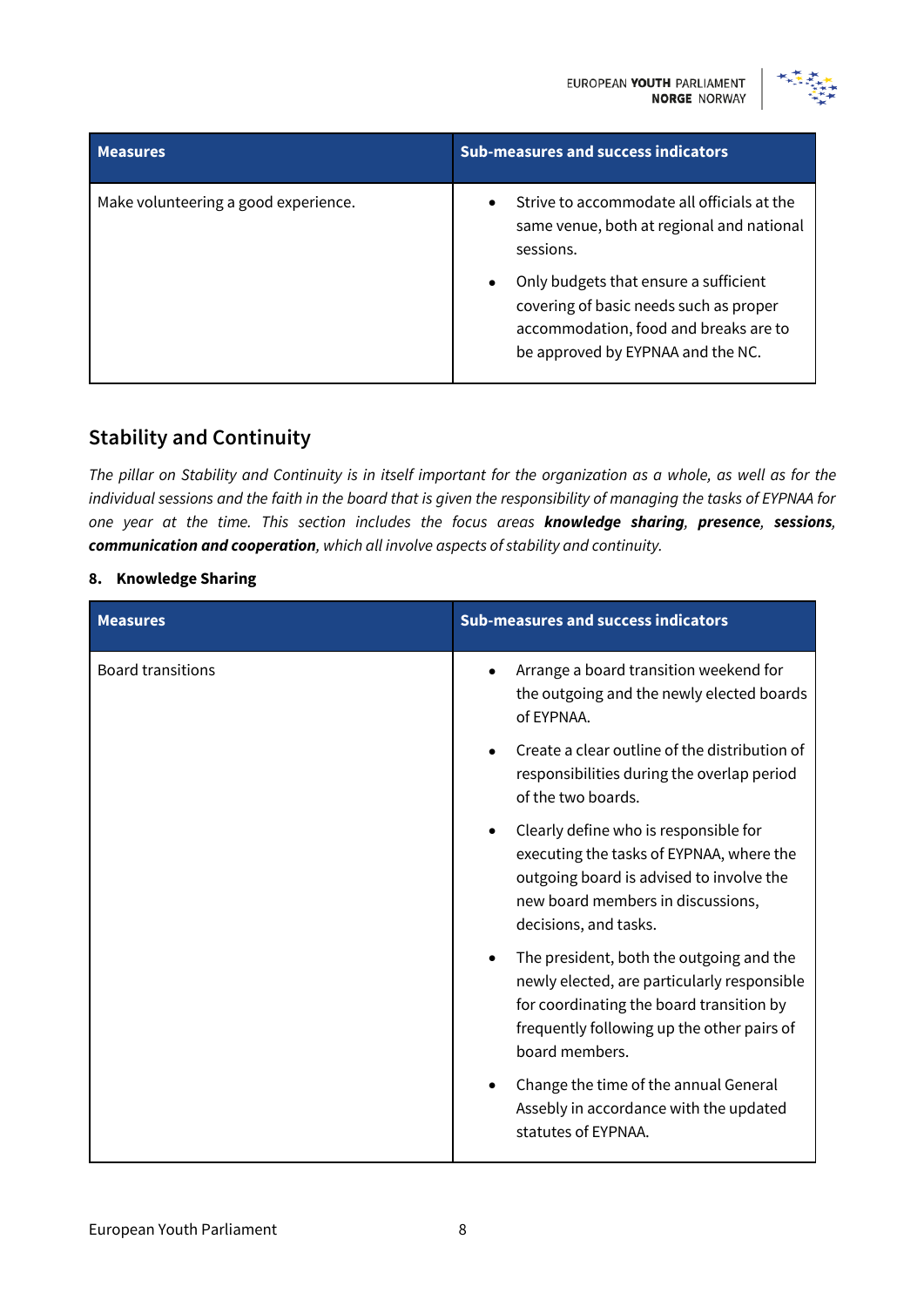| Measures | Sub-measures and success indicators |
|---|---|
| Make volunteering a good experience. | • Strive to accommodate all officials at the same venue, both at regional and national sessions.<br>• Only budgets that ensure a sufficient covering of basic needs such as proper accommodation, food and breaks are to be approved by EYPNAA and the NC. |

## Stability and Continuity

*The pillar on Stability and Continuity is in itself important for the organization as a whole, as well as for the individual sessions and the faith in the board that is given the responsibility of managing the tasks of EYPNAA for one year at the time. This section includes the focus areas* ***knowledge sharing****,* ***presence****,* ***sessions****,* ***communication and cooperation****, which all involve aspects of stability and continuity.*

### 8. Knowledge Sharing

| Measures | Sub-measures and success indicators |
|---|---|
| Board transitions | • Arrange a board transition weekend for the outgoing and the newly elected boards of EYPNAA.<br>• Create a clear outline of the distribution of responsibilities during the overlap period of the two boards.<br>• Clearly define who is responsible for executing the tasks of EYPNAA, where the outgoing board is advised to involve the new board members in discussions, decisions, and tasks.<br>• The president, both the outgoing and the newly elected, are particularly responsible for coordinating the board transition by frequently following up the other pairs of board members.<br>• Change the time of the annual General Assebly in accordance with the updated statutes of EYPNAA. |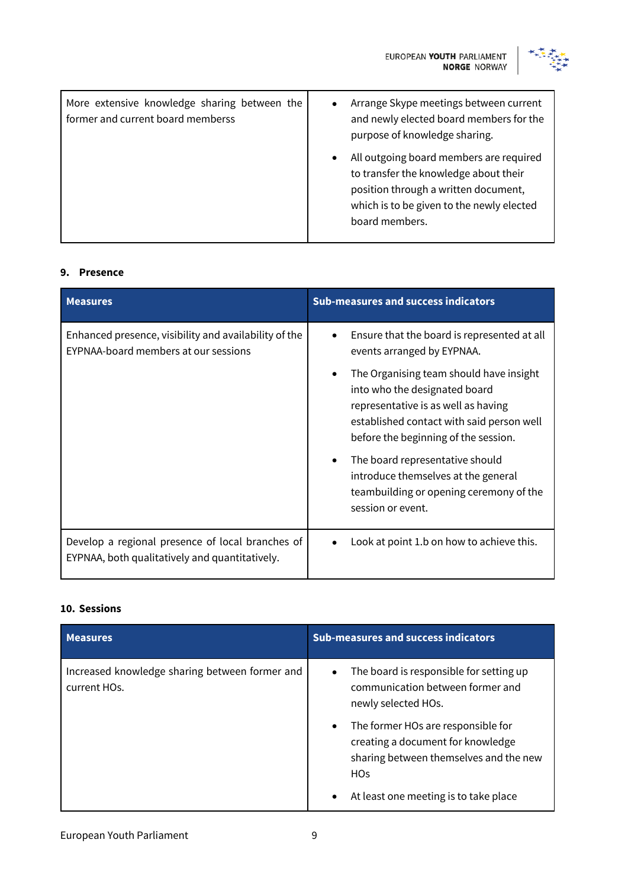| | |
|---|---|
| More extensive knowledge sharing between the former and current board memberss | • Arrange Skype meetings between current and newly elected board members for the purpose of knowledge sharing.<br>• All outgoing board members are required to transfer the knowledge about their position through a written document, which is to be given to the newly elected board members. |

**9. Presence**

| Measures | Sub-measures and success indicators |
|---|---|
| Enhanced presence, visibility and availability of the EYPNAA-board members at our sessions | • Ensure that the board is represented at all events arranged by EYPNAA.<br>• The Organising team should have insight into who the designated board representative is as well as having established contact with said person well before the beginning of the session.<br>• The board representative should introduce themselves at the general teambuilding or opening ceremony of the session or event. |
| Develop a regional presence of local branches of EYPNAA, both qualitatively and quantitatively. | • Look at point 1.b on how to achieve this. |

**10. Sessions**

| Measures | Sub-measures and success indicators |
|---|---|
| Increased knowledge sharing between former and current HOs. | • The board is responsible for setting up communication between former and newly selected HOs.<br>• The former HOs are responsible for creating a document for knowledge sharing between themselves and the new HOs<br>• At least one meeting is to take place |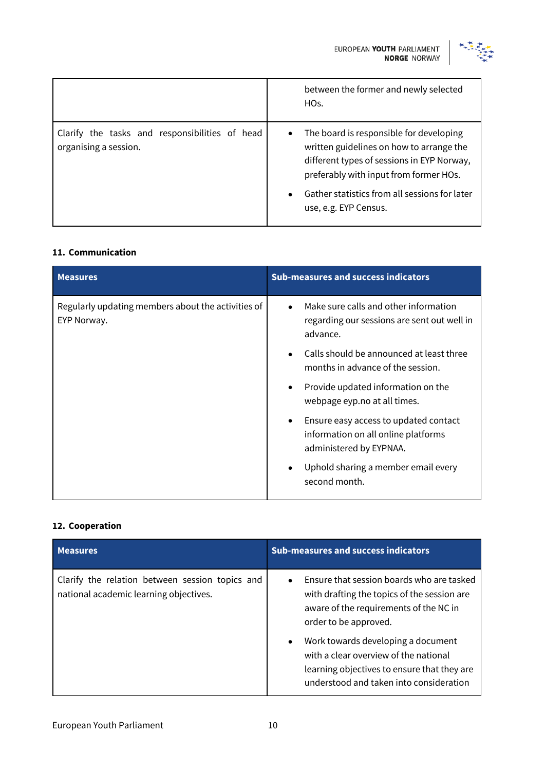| | |
|---|---|
| | between the former and newly selected HOs. |
| Clarify the tasks and responsibilities of head organising a session. | • The board is responsible for developing written guidelines on how to arrange the different types of sessions in EYP Norway, preferably with input from former HOs. <br> • Gather statistics from all sessions for later use, e.g. EYP Census. |

### 11. Communication

| Measures | Sub-measures and success indicators |
|---|---|
| Regularly updating members about the activities of EYP Norway. | • Make sure calls and other information regarding our sessions are sent out well in advance. <br> • Calls should be announced at least three months in advance of the session. <br> • Provide updated information on the webpage eyp.no at all times. <br> • Ensure easy access to updated contact information on all online platforms administered by EYPNAA. <br> • Uphold sharing a member email every second month. |

### 12. Cooperation

| Measures | Sub-measures and success indicators |
|---|---|
| Clarify the relation between session topics and national academic learning objectives. | • Ensure that session boards who are tasked with drafting the topics of the session are aware of the requirements of the NC in order to be approved. <br> • Work towards developing a document with a clear overview of the national learning objectives to ensure that they are understood and taken into consideration |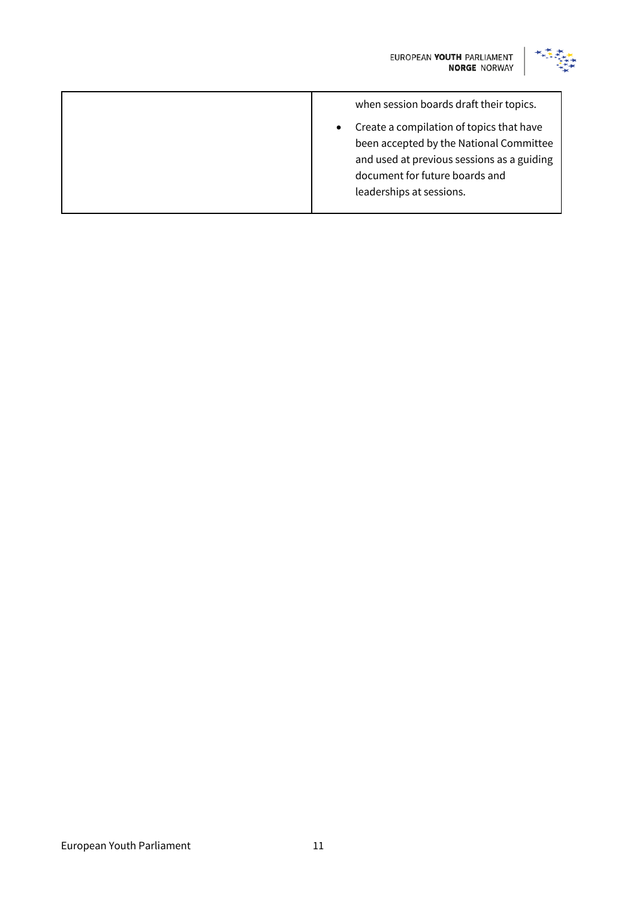| | |
|---|---|
| | when session boards draft their topics.<br>• Create a compilation of topics that have been accepted by the National Committee and used at previous sessions as a guiding document for future boards and leaderships at sessions. |